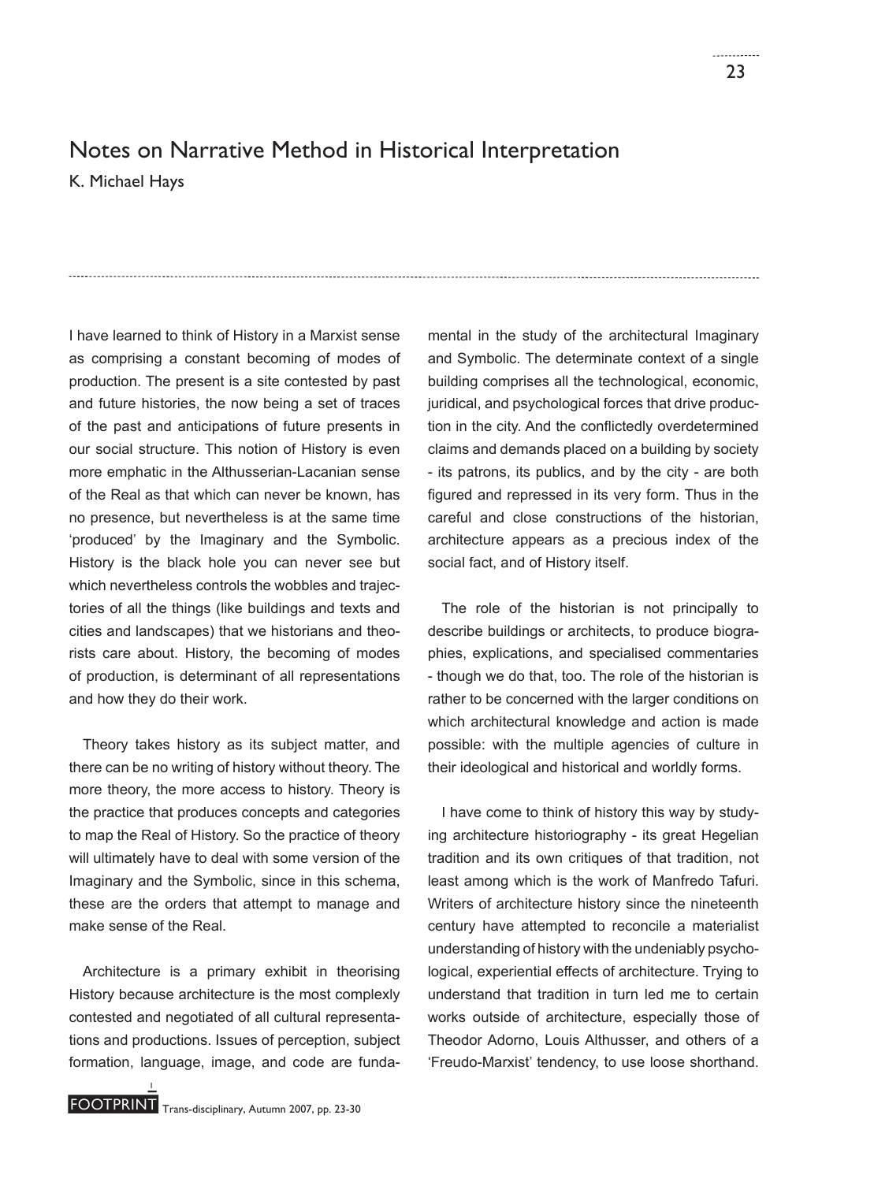# Notes on Narrative Method in Historical Interpretation

K. Michael Hays

I have learned to think of History in a Marxist sense as comprising a constant becoming of modes of production. The present is a site contested by past and future histories, the now being a set of traces of the past and anticipations of future presents in our social structure. This notion of History is even more emphatic in the Althusserian-Lacanian sense of the Real as that which can never be known, has no presence, but nevertheless is at the same time 'produced' by the Imaginary and the Symbolic. History is the black hole you can never see but which nevertheless controls the wobbles and trajectories of all the things (like buildings and texts and cities and landscapes) that we historians and theorists care about. History, the becoming of modes of production, is determinant of all representations and how they do their work.

Theory takes history as its subject matter, and there can be no writing of history without theory. The more theory, the more access to history. Theory is the practice that produces concepts and categories to map the Real of History. So the practice of theory will ultimately have to deal with some version of the Imaginary and the Symbolic, since in this schema, these are the orders that attempt to manage and make sense of the Real.

Architecture is a primary exhibit in theorising History because architecture is the most complexly contested and negotiated of all cultural representations and productions. Issues of perception, subject formation, language, image, and code are fundamental in the study of the architectural Imaginary and Symbolic. The determinate context of a single building comprises all the technological, economic, juridical, and psychological forces that drive production in the city. And the conflictedly overdetermined claims and demands placed on a building by society - its patrons, its publics, and by the city - are both figured and repressed in its very form. Thus in the careful and close constructions of the historian, architecture appears as a precious index of the social fact, and of History itself.

The role of the historian is not principally to describe buildings or architects, to produce biographies, explications, and specialised commentaries - though we do that, too. The role of the historian is rather to be concerned with the larger conditions on which architectural knowledge and action is made possible: with the multiple agencies of culture in their ideological and historical and worldly forms.

I have come to think of history this way by studying architecture historiography - its great Hegelian tradition and its own critiques of that tradition, not least among which is the work of Manfredo Tafuri. Writers of architecture history since the nineteenth century have attempted to reconcile a materialist understanding of history with the undeniably psychological, experiential effects of architecture. Trying to understand that tradition in turn led me to certain works outside of architecture, especially those of Theodor Adorno, Louis Althusser, and others of a 'Freudo-Marxist' tendency, to use loose shorthand.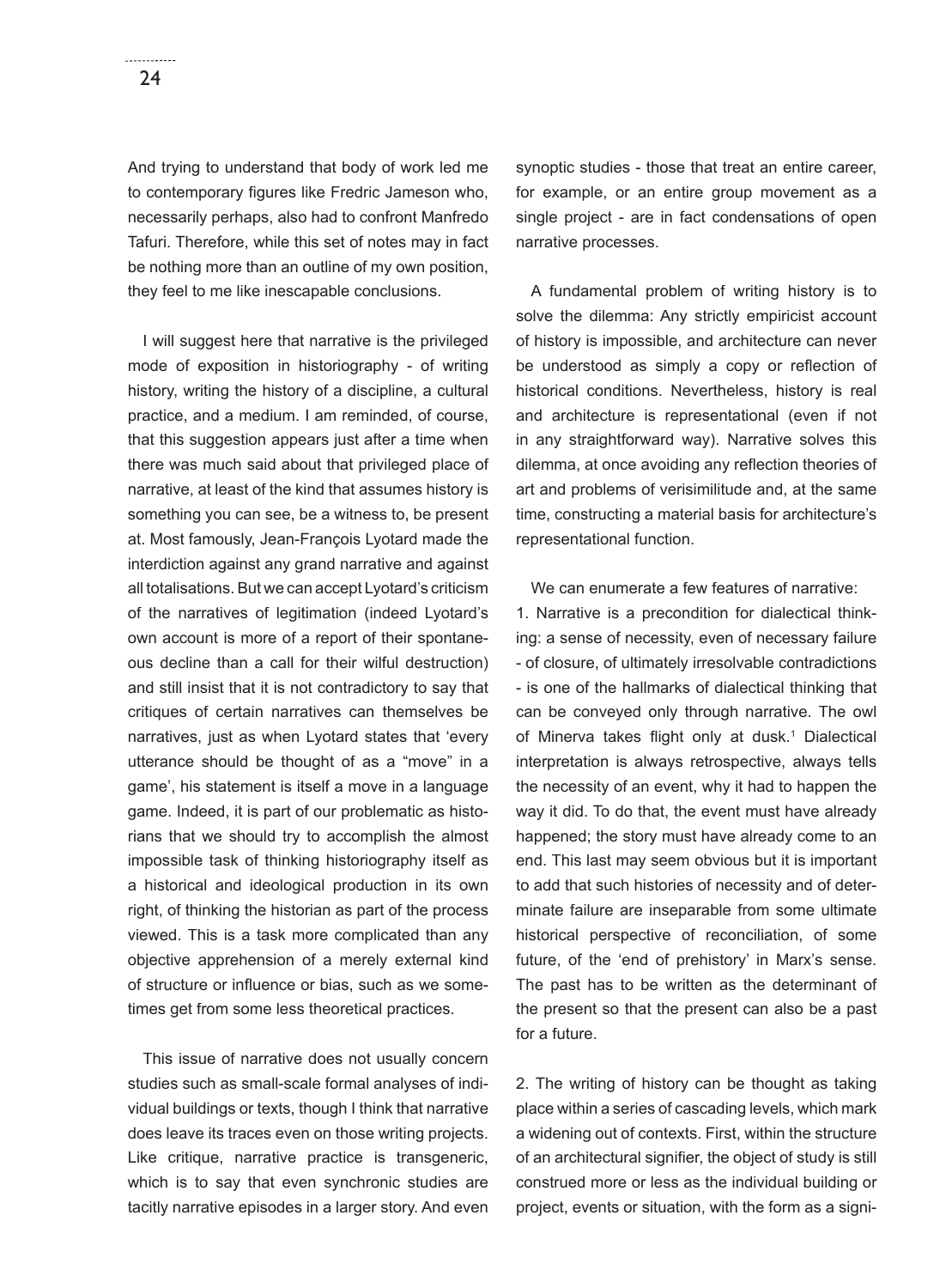And trying to understand that body of work led me to contemporary figures like Fredric Jameson who, necessarily perhaps, also had to confront Manfredo Tafuri. Therefore, while this set of notes may in fact be nothing more than an outline of my own position, they feel to me like inescapable conclusions.

I will suggest here that narrative is the privileged mode of exposition in historiography - of writing history, writing the history of a discipline, a cultural practice, and a medium. I am reminded, of course, that this suggestion appears just after a time when there was much said about that privileged place of narrative, at least of the kind that assumes history is something you can see, be a witness to, be present at. Most famously, Jean-François Lyotard made the interdiction against any grand narrative and against all totalisations. But we can accept Lyotard's criticism of the narratives of legitimation (indeed Lyotard's own account is more of a report of their spontaneous decline than a call for their wilful destruction) and still insist that it is not contradictory to say that critiques of certain narratives can themselves be narratives, just as when Lyotard states that 'every utterance should be thought of as a "move" in a game', his statement is itself a move in a language game. Indeed, it is part of our problematic as historians that we should try to accomplish the almost impossible task of thinking historiography itself as a historical and ideological production in its own right, of thinking the historian as part of the process viewed. This is a task more complicated than any objective apprehension of a merely external kind of structure or influence or bias, such as we sometimes get from some less theoretical practices.

This issue of narrative does not usually concern studies such as small-scale formal analyses of individual buildings or texts, though I think that narrative does leave its traces even on those writing projects. Like critique, narrative practice is transgeneric, which is to say that even synchronic studies are tacitly narrative episodes in a larger story. And even synoptic studies - those that treat an entire career, for example, or an entire group movement as a single project - are in fact condensations of open narrative processes.

A fundamental problem of writing history is to solve the dilemma: Any strictly empiricist account of history is impossible, and architecture can never be understood as simply a copy or reflection of historical conditions. Nevertheless, history is real and architecture is representational (even if not in any straightforward way). Narrative solves this dilemma, at once avoiding any reflection theories of art and problems of verisimilitude and, at the same time, constructing a material basis for architecture's representational function.

We can enumerate a few features of narrative:

1. Narrative is a precondition for dialectical thinking: a sense of necessity, even of necessary failure - of closure, of ultimately irresolvable contradictions - is one of the hallmarks of dialectical thinking that can be conveyed only through narrative. The owl of Minerva takes flight only at dusk.[1] Dialectical interpretation is always retrospective, always tells the necessity of an event, why it had to happen the way it did. To do that, the event must have already happened; the story must have already come to an end. This last may seem obvious but it is important to add that such histories of necessity and of determinate failure are inseparable from some ultimate historical perspective of reconciliation, of some future, of the 'end of prehistory' in Marx's sense. The past has to be written as the determinant of the present so that the present can also be a past for a future.

2. The writing of history can be thought as taking place within a series of cascading levels, which mark a widening out of contexts. First, within the structure of an architectural signifier, the object of study is still construed more or less as the individual building or project, events or situation, with the form as a signi-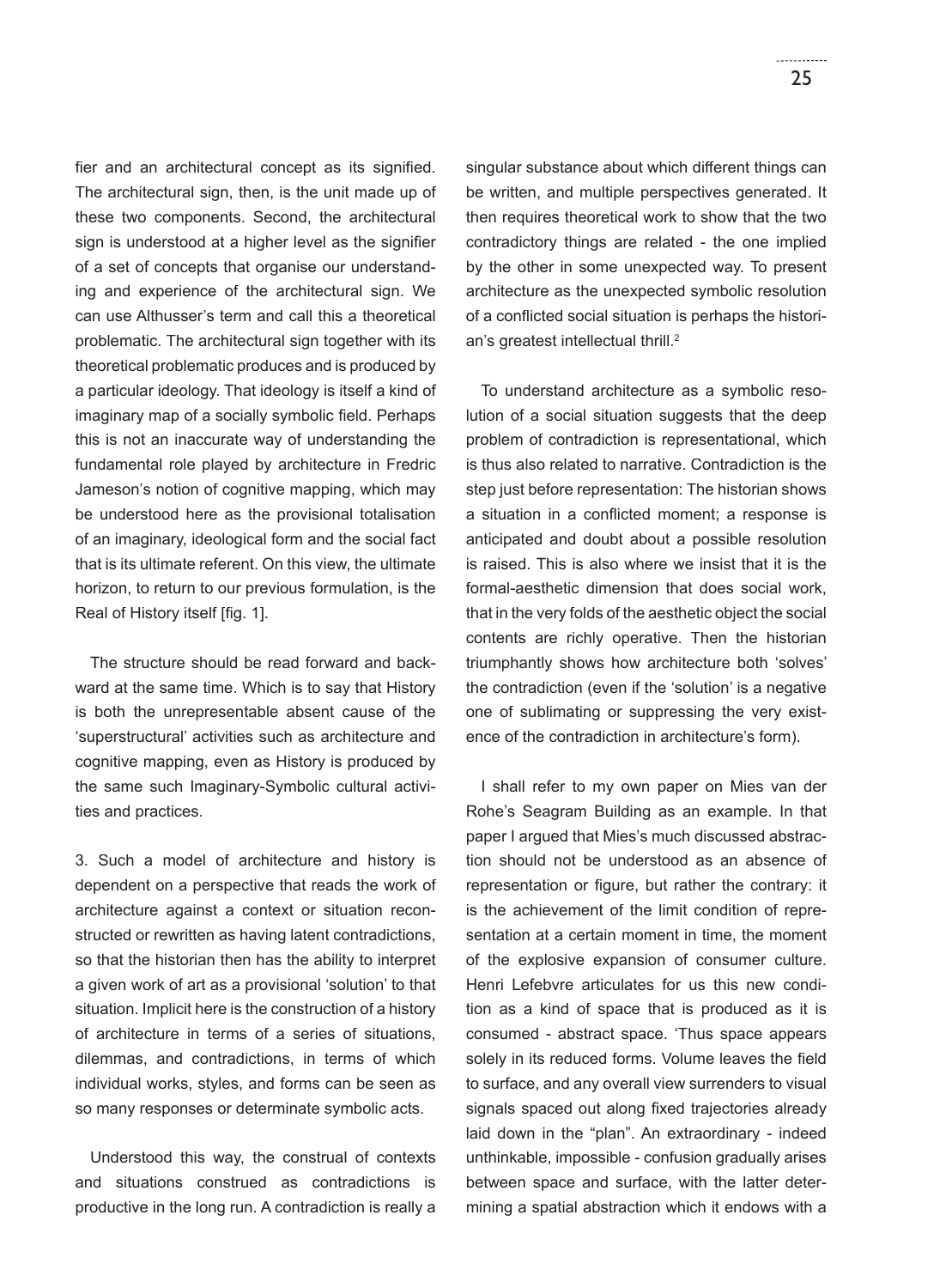fier and an architectural concept as its signified. The architectural sign, then, is the unit made up of these two components. Second, the architectural sign is understood at a higher level as the signifier of a set of concepts that organise our understanding and experience of the architectural sign. We can use Althusser's term and call this a theoretical problematic. The architectural sign together with its theoretical problematic produces and is produced by a particular ideology. That ideology is itself a kind of imaginary map of a socially symbolic field. Perhaps this is not an inaccurate way of understanding the fundamental role played by architecture in Fredric Jameson's notion of cognitive mapping, which may be understood here as the provisional totalisation of an imaginary, ideological form and the social fact that is its ultimate referent. On this view, the ultimate horizon, to return to our previous formulation, is the Real of History itself [fig. 1].

The structure should be read forward and backward at the same time. Which is to say that History is both the unrepresentable absent cause of the 'superstructural' activities such as architecture and cognitive mapping, even as History is produced by the same such Imaginary-Symbolic cultural activities and practices.

3. Such a model of architecture and history is dependent on a perspective that reads the work of architecture against a context or situation reconstructed or rewritten as having latent contradictions, so that the historian then has the ability to interpret a given work of art as a provisional 'solution' to that situation. Implicit here is the construction of a history of architecture in terms of a series of situations, dilemmas, and contradictions, in terms of which individual works, styles, and forms can be seen as so many responses or determinate symbolic acts.

Understood this way, the construal of contexts and situations construed as contradictions is productive in the long run. A contradiction is really a singular substance about which different things can be written, and multiple perspectives generated. It then requires theoretical work to show that the two contradictory things are related - the one implied by the other in some unexpected way. To present architecture as the unexpected symbolic resolution of a conflicted social situation is perhaps the historian's greatest intellectual thrill.[2]

To understand architecture as a symbolic resolution of a social situation suggests that the deep problem of contradiction is representational, which is thus also related to narrative. Contradiction is the step just before representation: The historian shows a situation in a conflicted moment; a response is anticipated and doubt about a possible resolution is raised. This is also where we insist that it is the formal-aesthetic dimension that does social work, that in the very folds of the aesthetic object the social contents are richly operative. Then the historian triumphantly shows how architecture both 'solves' the contradiction (even if the 'solution' is a negative one of sublimating or suppressing the very existence of the contradiction in architecture's form).

I shall refer to my own paper on Mies van der Rohe's Seagram Building as an example. In that paper I argued that Mies's much discussed abstraction should not be understood as an absence of representation or figure, but rather the contrary: it is the achievement of the limit condition of representation at a certain moment in time, the moment of the explosive expansion of consumer culture. Henri Lefebvre articulates for us this new condition as a kind of space that is produced as it is consumed - abstract space. 'Thus space appears solely in its reduced forms. Volume leaves the field to surface, and any overall view surrenders to visual signals spaced out along fixed trajectories already laid down in the "plan". An extraordinary - indeed unthinkable, impossible - confusion gradually arises between space and surface, with the latter determining a spatial abstraction which it endows with a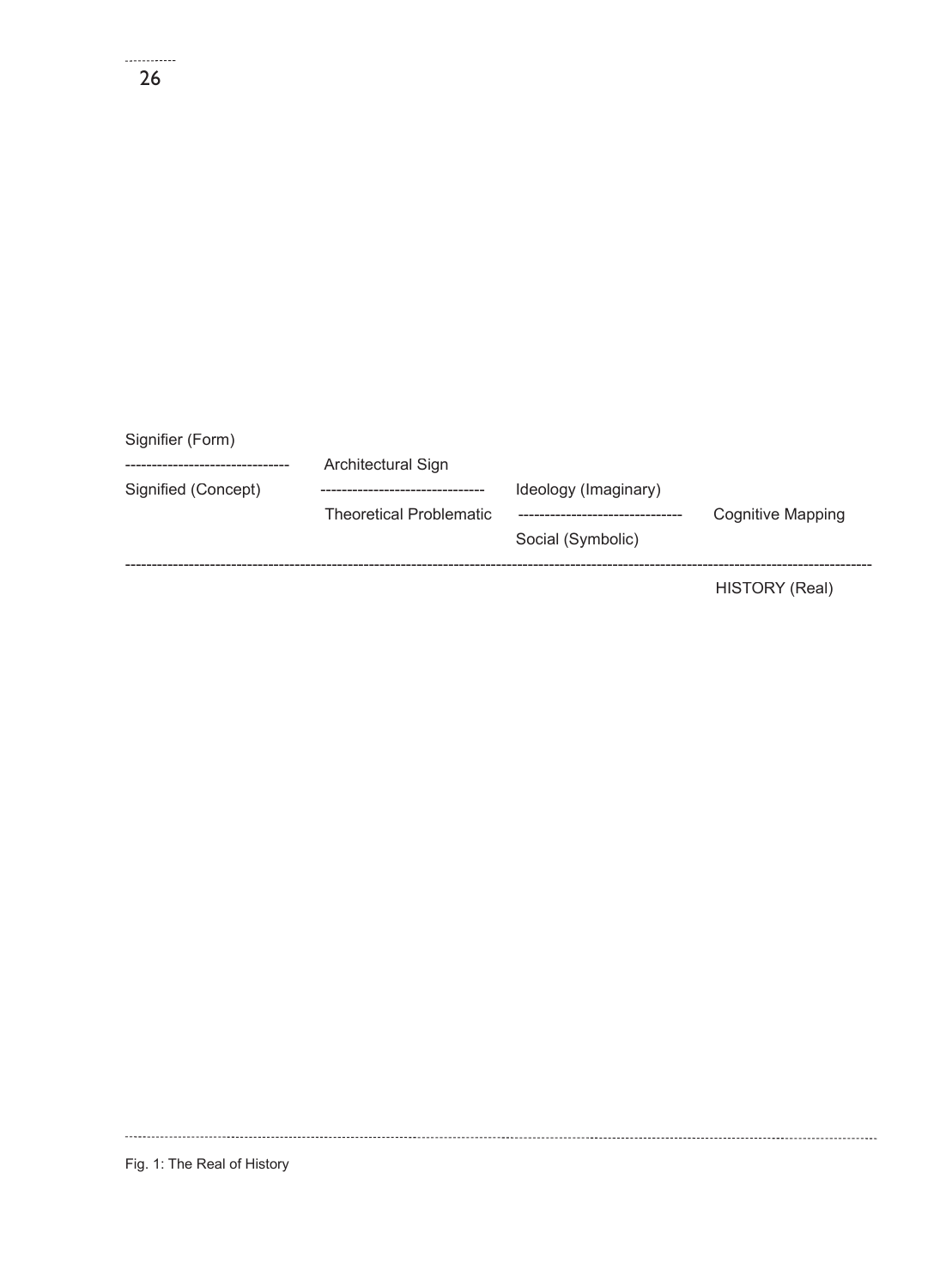```
Signifier (Form)
------------------------------   Architectural Sign
Signified (Concept)              ------------------------------   Ideology (Imaginary)
                                 Theoretical Problematic          ------------------------------   Cognitive Mapping
                                                                  Social (Symbolic)
------------------------------------------------------------------------------------------------------------------------------------
                                                                                                   HISTORY (Real)
```

Fig. 1: The Real of History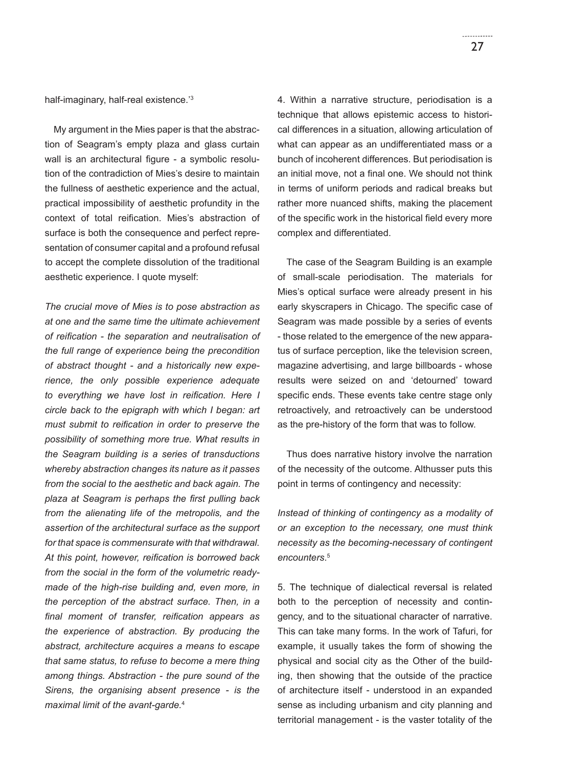half-imaginary, half-real existence.'[3]

My argument in the Mies paper is that the abstraction of Seagram's empty plaza and glass curtain wall is an architectural figure - a symbolic resolution of the contradiction of Mies's desire to maintain the fullness of aesthetic experience and the actual, practical impossibility of aesthetic profundity in the context of total reification. Mies's abstraction of surface is both the consequence and perfect representation of consumer capital and a profound refusal to accept the complete dissolution of the traditional aesthetic experience. I quote myself:

*The crucial move of Mies is to pose abstraction as at one and the same time the ultimate achievement of reification - the separation and neutralisation of the full range of experience being the precondition of abstract thought - and a historically new experience, the only possible experience adequate to everything we have lost in reification. Here I circle back to the epigraph with which I began: art must submit to reification in order to preserve the possibility of something more true. What results in the Seagram building is a series of transductions whereby abstraction changes its nature as it passes from the social to the aesthetic and back again. The plaza at Seagram is perhaps the first pulling back from the alienating life of the metropolis, and the assertion of the architectural surface as the support for that space is commensurate with that withdrawal. At this point, however, reification is borrowed back from the social in the form of the volumetric ready-made of the high-rise building and, even more, in the perception of the abstract surface. Then, in a final moment of transfer, reification appears as the experience of abstraction. By producing the abstract, architecture acquires a means to escape that same status, to refuse to become a mere thing among things. Abstraction - the pure sound of the Sirens, the organising absent presence - is the maximal limit of the avant-garde.*[4]

4. Within a narrative structure, periodisation is a technique that allows epistemic access to historical differences in a situation, allowing articulation of what can appear as an undifferentiated mass or a bunch of incoherent differences. But periodisation is an initial move, not a final one. We should not think in terms of uniform periods and radical breaks but rather more nuanced shifts, making the placement of the specific work in the historical field every more complex and differentiated.

The case of the Seagram Building is an example of small-scale periodisation. The materials for Mies's optical surface were already present in his early skyscrapers in Chicago. The specific case of Seagram was made possible by a series of events - those related to the emergence of the new apparatus of surface perception, like the television screen, magazine advertising, and large billboards - whose results were seized on and 'detourned' toward specific ends. These events take centre stage only retroactively, and retroactively can be understood as the pre-history of the form that was to follow.

Thus does narrative history involve the narration of the necessity of the outcome. Althusser puts this point in terms of contingency and necessity:

*Instead of thinking of contingency as a modality of or an exception to the necessary, one must think necessity as the becoming-necessary of contingent encounters*.[5]

5. The technique of dialectical reversal is related both to the perception of necessity and contingency, and to the situational character of narrative. This can take many forms. In the work of Tafuri, for example, it usually takes the form of showing the physical and social city as the Other of the building, then showing that the outside of the practice of architecture itself - understood in an expanded sense as including urbanism and city planning and territorial management - is the vaster totality of the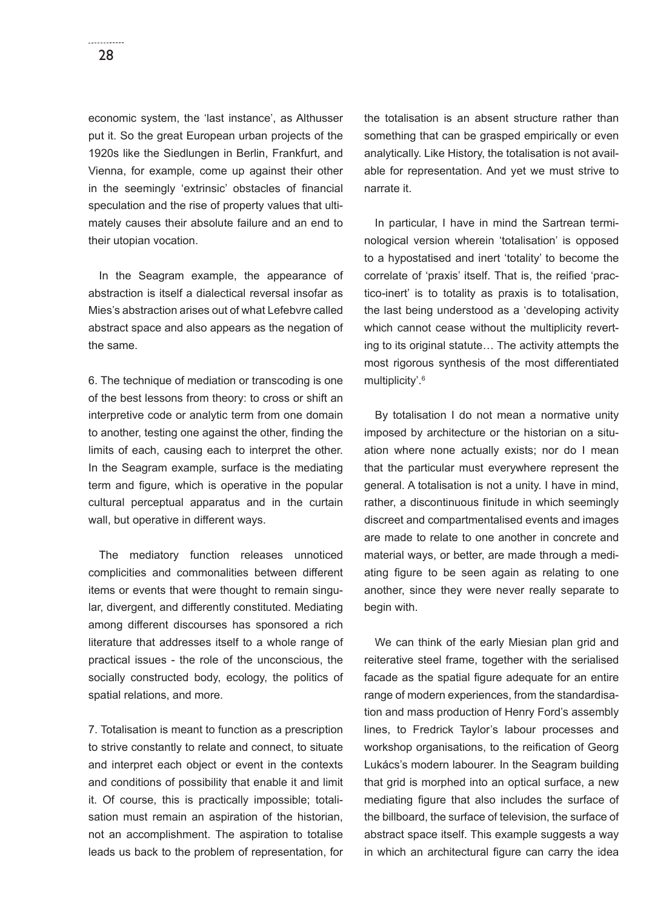economic system, the 'last instance', as Althusser put it. So the great European urban projects of the 1920s like the Siedlungen in Berlin, Frankfurt, and Vienna, for example, come up against their other in the seemingly 'extrinsic' obstacles of financial speculation and the rise of property values that ultimately causes their absolute failure and an end to their utopian vocation.

In the Seagram example, the appearance of abstraction is itself a dialectical reversal insofar as Mies's abstraction arises out of what Lefebvre called abstract space and also appears as the negation of the same.

6. The technique of mediation or transcoding is one of the best lessons from theory: to cross or shift an interpretive code or analytic term from one domain to another, testing one against the other, finding the limits of each, causing each to interpret the other. In the Seagram example, surface is the mediating term and figure, which is operative in the popular cultural perceptual apparatus and in the curtain wall, but operative in different ways.

The mediatory function releases unnoticed complicities and commonalities between different items or events that were thought to remain singular, divergent, and differently constituted. Mediating among different discourses has sponsored a rich literature that addresses itself to a whole range of practical issues - the role of the unconscious, the socially constructed body, ecology, the politics of spatial relations, and more.

7. Totalisation is meant to function as a prescription to strive constantly to relate and connect, to situate and interpret each object or event in the contexts and conditions of possibility that enable it and limit it. Of course, this is practically impossible; totalisation must remain an aspiration of the historian, not an accomplishment. The aspiration to totalise leads us back to the problem of representation, for the totalisation is an absent structure rather than something that can be grasped empirically or even analytically. Like History, the totalisation is not available for representation. And yet we must strive to narrate it.

In particular, I have in mind the Sartrean terminological version wherein 'totalisation' is opposed to a hypostatised and inert 'totality' to become the correlate of 'praxis' itself. That is, the reified 'practico-inert' is to totality as praxis is to totalisation, the last being understood as a 'developing activity which cannot cease without the multiplicity reverting to its original statute… The activity attempts the most rigorous synthesis of the most differentiated multiplicity'.[6]

By totalisation I do not mean a normative unity imposed by architecture or the historian on a situation where none actually exists; nor do I mean that the particular must everywhere represent the general. A totalisation is not a unity. I have in mind, rather, a discontinuous finitude in which seemingly discreet and compartmentalised events and images are made to relate to one another in concrete and material ways, or better, are made through a mediating figure to be seen again as relating to one another, since they were never really separate to begin with.

We can think of the early Miesian plan grid and reiterative steel frame, together with the serialised facade as the spatial figure adequate for an entire range of modern experiences, from the standardisation and mass production of Henry Ford's assembly lines, to Fredrick Taylor's labour processes and workshop organisations, to the reification of Georg Lukács's modern labourer. In the Seagram building that grid is morphed into an optical surface, a new mediating figure that also includes the surface of the billboard, the surface of television, the surface of abstract space itself. This example suggests a way in which an architectural figure can carry the idea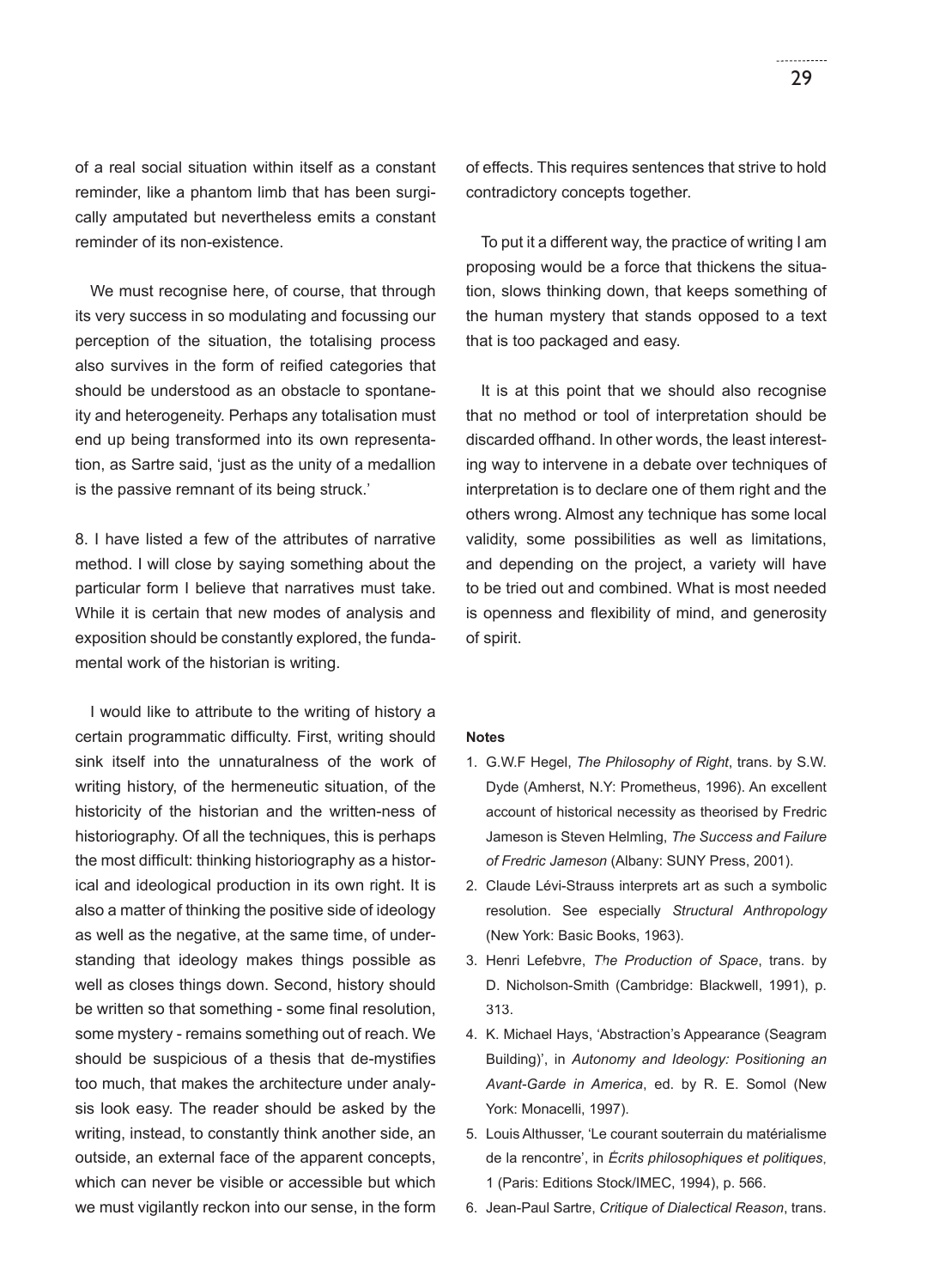of a real social situation within itself as a constant reminder, like a phantom limb that has been surgically amputated but nevertheless emits a constant reminder of its non-existence.

We must recognise here, of course, that through its very success in so modulating and focussing our perception of the situation, the totalising process also survives in the form of reified categories that should be understood as an obstacle to spontaneity and heterogeneity. Perhaps any totalisation must end up being transformed into its own representation, as Sartre said, 'just as the unity of a medallion is the passive remnant of its being struck.'

8. I have listed a few of the attributes of narrative method. I will close by saying something about the particular form I believe that narratives must take. While it is certain that new modes of analysis and exposition should be constantly explored, the fundamental work of the historian is writing.

I would like to attribute to the writing of history a certain programmatic difficulty. First, writing should sink itself into the unnaturalness of the work of writing history, of the hermeneutic situation, of the historicity of the historian and the written-ness of historiography. Of all the techniques, this is perhaps the most difficult: thinking historiography as a historical and ideological production in its own right. It is also a matter of thinking the positive side of ideology as well as the negative, at the same time, of understanding that ideology makes things possible as well as closes things down. Second, history should be written so that something - some final resolution, some mystery - remains something out of reach. We should be suspicious of a thesis that de-mystifies too much, that makes the architecture under analysis look easy. The reader should be asked by the writing, instead, to constantly think another side, an outside, an external face of the apparent concepts, which can never be visible or accessible but which we must vigilantly reckon into our sense, in the form of effects. This requires sentences that strive to hold contradictory concepts together.

To put it a different way, the practice of writing I am proposing would be a force that thickens the situation, slows thinking down, that keeps something of the human mystery that stands opposed to a text that is too packaged and easy.

It is at this point that we should also recognise that no method or tool of interpretation should be discarded offhand. In other words, the least interesting way to intervene in a debate over techniques of interpretation is to declare one of them right and the others wrong. Almost any technique has some local validity, some possibilities as well as limitations, and depending on the project, a variety will have to be tried out and combined. What is most needed is openness and flexibility of mind, and generosity of spirit.

**Notes**

1. G.W.F Hegel, *The Philosophy of Right*, trans. by S.W. Dyde (Amherst, N.Y: Prometheus, 1996). An excellent account of historical necessity as theorised by Fredric Jameson is Steven Helmling, *The Success and Failure of Fredric Jameson* (Albany: SUNY Press, 2001).
2. Claude Lévi-Strauss interprets art as such a symbolic resolution. See especially *Structural Anthropology* (New York: Basic Books, 1963).
3. Henri Lefebvre, *The Production of Space*, trans. by D. Nicholson-Smith (Cambridge: Blackwell, 1991), p. 313.
4. K. Michael Hays, 'Abstraction's Appearance (Seagram Building)', in *Autonomy and Ideology: Positioning an Avant-Garde in America*, ed. by R. E. Somol (New York: Monacelli, 1997).
5. Louis Althusser, 'Le courant souterrain du matérialisme de la rencontre', in *Écrits philosophiques et politiques*, 1 (Paris: Editions Stock/IMEC, 1994), p. 566.
6. Jean-Paul Sartre, *Critique of Dialectical Reason*, trans.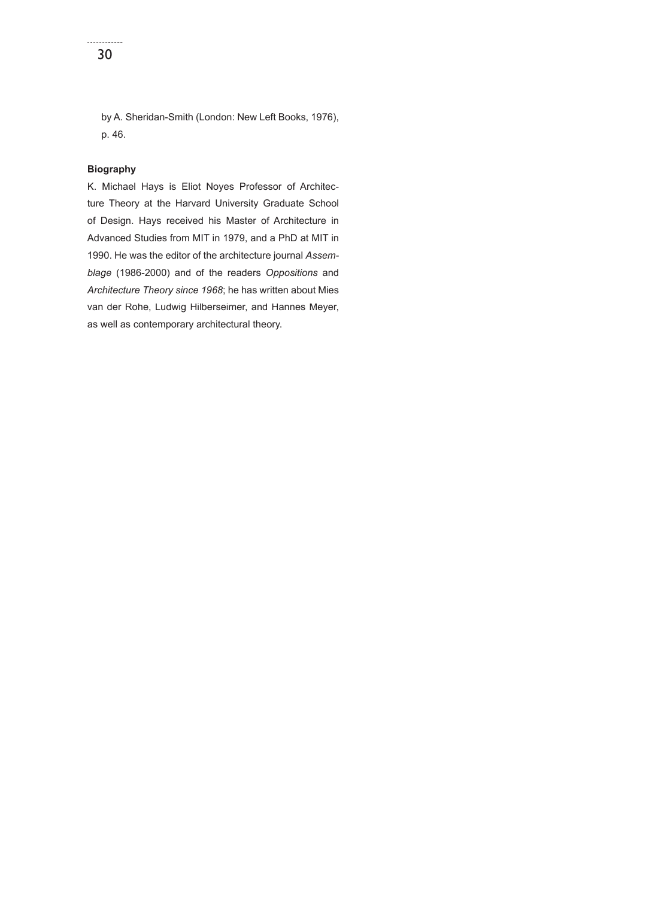by A. Sheridan-Smith (London: New Left Books, 1976), p. 46.

**Biography**

K. Michael Hays is Eliot Noyes Professor of Architecture Theory at the Harvard University Graduate School of Design. Hays received his Master of Architecture in Advanced Studies from MIT in 1979, and a PhD at MIT in 1990. He was the editor of the architecture journal *Assemblage* (1986-2000) and of the readers *Oppositions* and *Architecture Theory since 1968*; he has written about Mies van der Rohe, Ludwig Hilberseimer, and Hannes Meyer, as well as contemporary architectural theory.